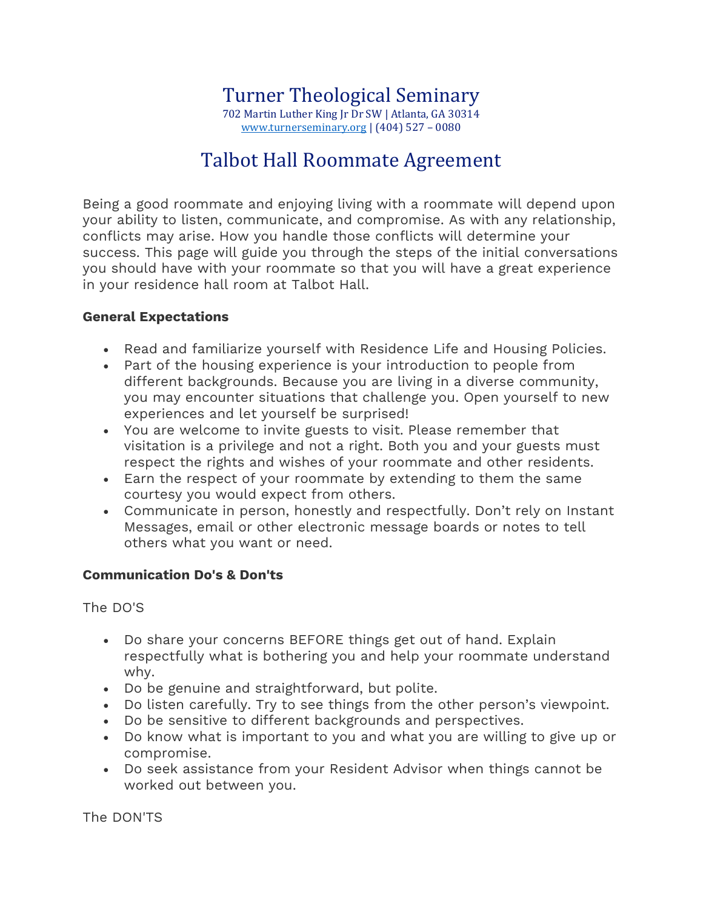# Turner Theological Seminary

702 Martin Luther King Jr Dr SW | Atlanta, GA 30314
www.turnerseminary.org | (404) 527 – 0080

## Talbot Hall Roommate Agreement

Being a good roommate and enjoying living with a roommate will depend upon your ability to listen, communicate, and compromise. As with any relationship, conflicts may arise. How you handle those conflicts will determine your success. This page will guide you through the steps of the initial conversations you should have with your roommate so that you will have a great experience in your residence hall room at Talbot Hall.

**General Expectations**

- Read and familiarize yourself with Residence Life and Housing Policies.
- Part of the housing experience is your introduction to people from different backgrounds. Because you are living in a diverse community, you may encounter situations that challenge you. Open yourself to new experiences and let yourself be surprised!
- You are welcome to invite guests to visit. Please remember that visitation is a privilege and not a right. Both you and your guests must respect the rights and wishes of your roommate and other residents.
- Earn the respect of your roommate by extending to them the same courtesy you would expect from others.
- Communicate in person, honestly and respectfully. Don't rely on Instant Messages, email or other electronic message boards or notes to tell others what you want or need.

**Communication Do's & Don'ts**

The DO'S

- Do share your concerns BEFORE things get out of hand. Explain respectfully what is bothering you and help your roommate understand why.
- Do be genuine and straightforward, but polite.
- Do listen carefully. Try to see things from the other person's viewpoint.
- Do be sensitive to different backgrounds and perspectives.
- Do know what is important to you and what you are willing to give up or compromise.
- Do seek assistance from your Resident Advisor when things cannot be worked out between you.

The DON'TS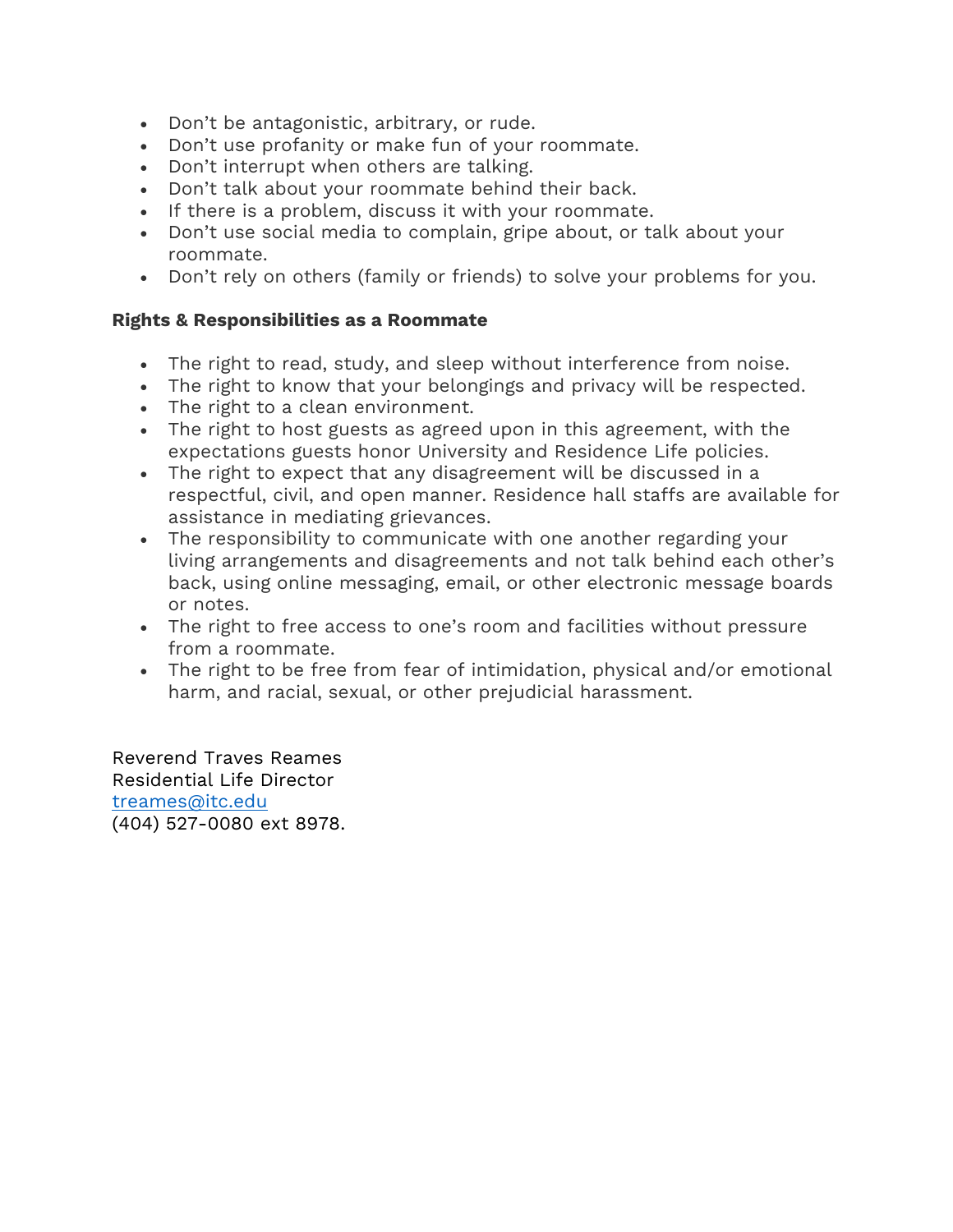- Don't be antagonistic, arbitrary, or rude.
- Don't use profanity or make fun of your roommate.
- Don't interrupt when others are talking.
- Don't talk about your roommate behind their back.
- If there is a problem, discuss it with your roommate.
- Don't use social media to complain, gripe about, or talk about your roommate.
- Don't rely on others (family or friends) to solve your problems for you.

**Rights & Responsibilities as a Roommate**

- The right to read, study, and sleep without interference from noise.
- The right to know that your belongings and privacy will be respected.
- The right to a clean environment.
- The right to host guests as agreed upon in this agreement, with the expectations guests honor University and Residence Life policies.
- The right to expect that any disagreement will be discussed in a respectful, civil, and open manner. Residence hall staffs are available for assistance in mediating grievances.
- The responsibility to communicate with one another regarding your living arrangements and disagreements and not talk behind each other's back, using online messaging, email, or other electronic message boards or notes.
- The right to free access to one's room and facilities without pressure from a roommate.
- The right to be free from fear of intimidation, physical and/or emotional harm, and racial, sexual, or other prejudicial harassment.

Reverend Traves Reames
Residential Life Director
[treames@itc.edu](mailto:treames@itc.edu)
(404) 527-0080 ext 8978.